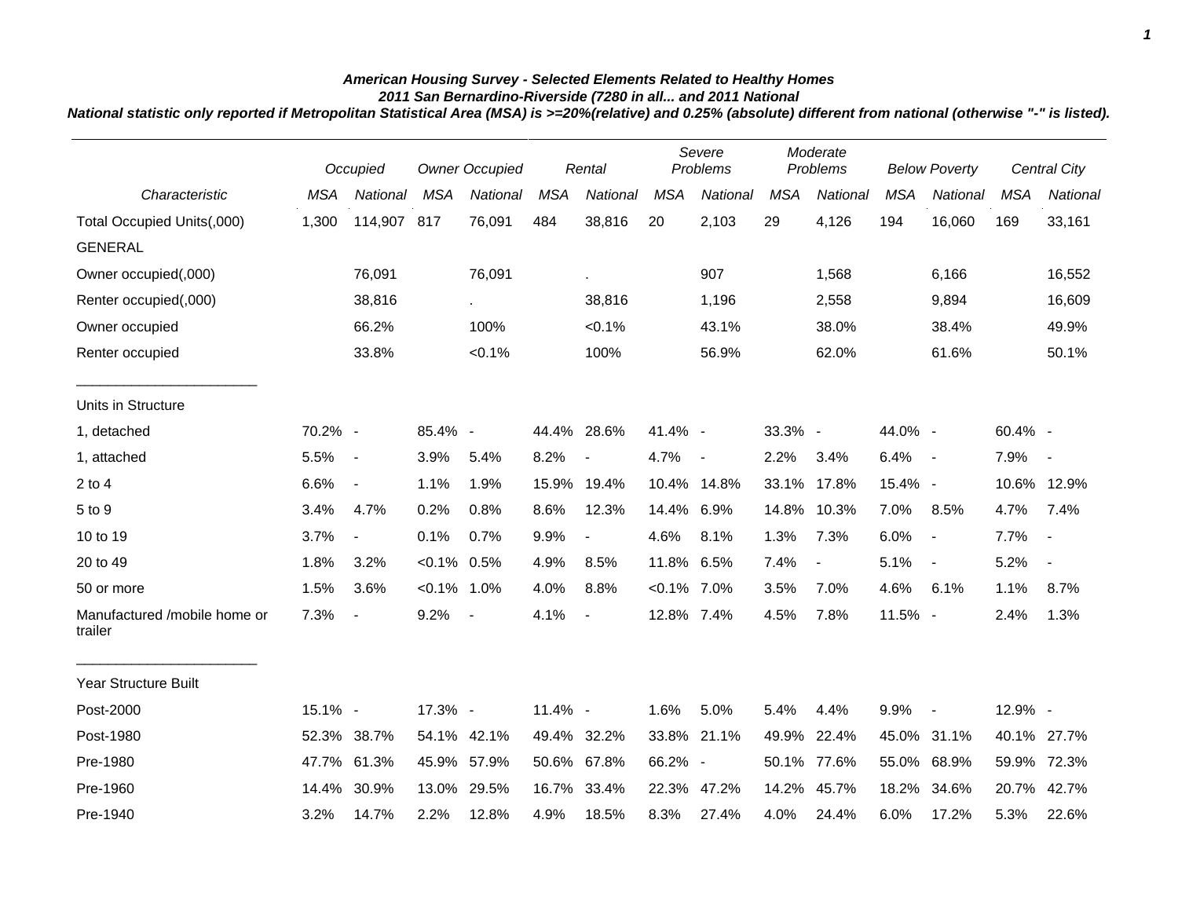***American Housing Survey - Selected Elements Related to Healthy Homes***

***2011 San Bernardino-Riverside (7280 in all... and 2011 National***

***National statistic only reported if Metropolitan Statistical Area (MSA) is >=20%(relative) and 0.25% (absolute) different from national (otherwise "-" is listed).***

| | *Occupied* | | *Owner Occupied* | | *Rental* | | *Severe Problems* | | *Moderate Problems* | | *Below Poverty* | | *Central City* | |
|---|---|---|---|---|---|---|---|---|---|---|---|---|---|---|
| *Characteristic* | *MSA* | *National* | *MSA* | *National* | *MSA* | *National* | *MSA* | *National* | *MSA* | *National* | *MSA* | *National* | *MSA* | *National* |
| Total Occupied Units(,000) | 1,300 | 114,907 | 817 | 76,091 | 484 | 38,816 | 20 | 2,103 | 29 | 4,126 | 194 | 16,060 | 169 | 33,161 |
| GENERAL | | | | | | | | | | | | | | |
| Owner occupied(,000) | | 76,091 | | 76,091 | | . | | 907 | | 1,568 | | 6,166 | | 16,552 |
| Renter occupied(,000) | | 38,816 | | . | | 38,816 | | 1,196 | | 2,558 | | 9,894 | | 16,609 |
| Owner occupied | | 66.2% | | 100% | | <0.1% | | 43.1% | | 38.0% | | 38.4% | | 49.9% |
| Renter occupied | | 33.8% | | <0.1% | | 100% | | 56.9% | | 62.0% | | 61.6% | | 50.1% |
| Units in Structure | | | | | | | | | | | | | | |
| 1, detached | 70.2% | - | 85.4% | - | 44.4% | 28.6% | 41.4% | - | 33.3% | - | 44.0% | - | 60.4% | - |
| 1, attached | 5.5% | - | 3.9% | 5.4% | 8.2% | - | 4.7% | - | 2.2% | 3.4% | 6.4% | - | 7.9% | - |
| 2 to 4 | 6.6% | - | 1.1% | 1.9% | 15.9% | 19.4% | 10.4% | 14.8% | 33.1% | 17.8% | 15.4% | - | 10.6% | 12.9% |
| 5 to 9 | 3.4% | 4.7% | 0.2% | 0.8% | 8.6% | 12.3% | 14.4% | 6.9% | 14.8% | 10.3% | 7.0% | 8.5% | 4.7% | 7.4% |
| 10 to 19 | 3.7% | - | 0.1% | 0.7% | 9.9% | - | 4.6% | 8.1% | 1.3% | 7.3% | 6.0% | - | 7.7% | - |
| 20 to 49 | 1.8% | 3.2% | <0.1% | 0.5% | 4.9% | 8.5% | 11.8% | 6.5% | 7.4% | - | 5.1% | - | 5.2% | - |
| 50 or more | 1.5% | 3.6% | <0.1% | 1.0% | 4.0% | 8.8% | <0.1% | 7.0% | 3.5% | 7.0% | 4.6% | 6.1% | 1.1% | 8.7% |
| Manufactured /mobile home or trailer | 7.3% | - | 9.2% | - | 4.1% | - | 12.8% | 7.4% | 4.5% | 7.8% | 11.5% | - | 2.4% | 1.3% |
| Year Structure Built | | | | | | | | | | | | | | |
| Post-2000 | 15.1% | - | 17.3% | - | 11.4% | - | 1.6% | 5.0% | 5.4% | 4.4% | 9.9% | - | 12.9% | - |
| Post-1980 | 52.3% | 38.7% | 54.1% | 42.1% | 49.4% | 32.2% | 33.8% | 21.1% | 49.9% | 22.4% | 45.0% | 31.1% | 40.1% | 27.7% |
| Pre-1980 | 47.7% | 61.3% | 45.9% | 57.9% | 50.6% | 67.8% | 66.2% | - | 50.1% | 77.6% | 55.0% | 68.9% | 59.9% | 72.3% |
| Pre-1960 | 14.4% | 30.9% | 13.0% | 29.5% | 16.7% | 33.4% | 22.3% | 47.2% | 14.2% | 45.7% | 18.2% | 34.6% | 20.7% | 42.7% |
| Pre-1940 | 3.2% | 14.7% | 2.2% | 12.8% | 4.9% | 18.5% | 8.3% | 27.4% | 4.0% | 24.4% | 6.0% | 17.2% | 5.3% | 22.6% |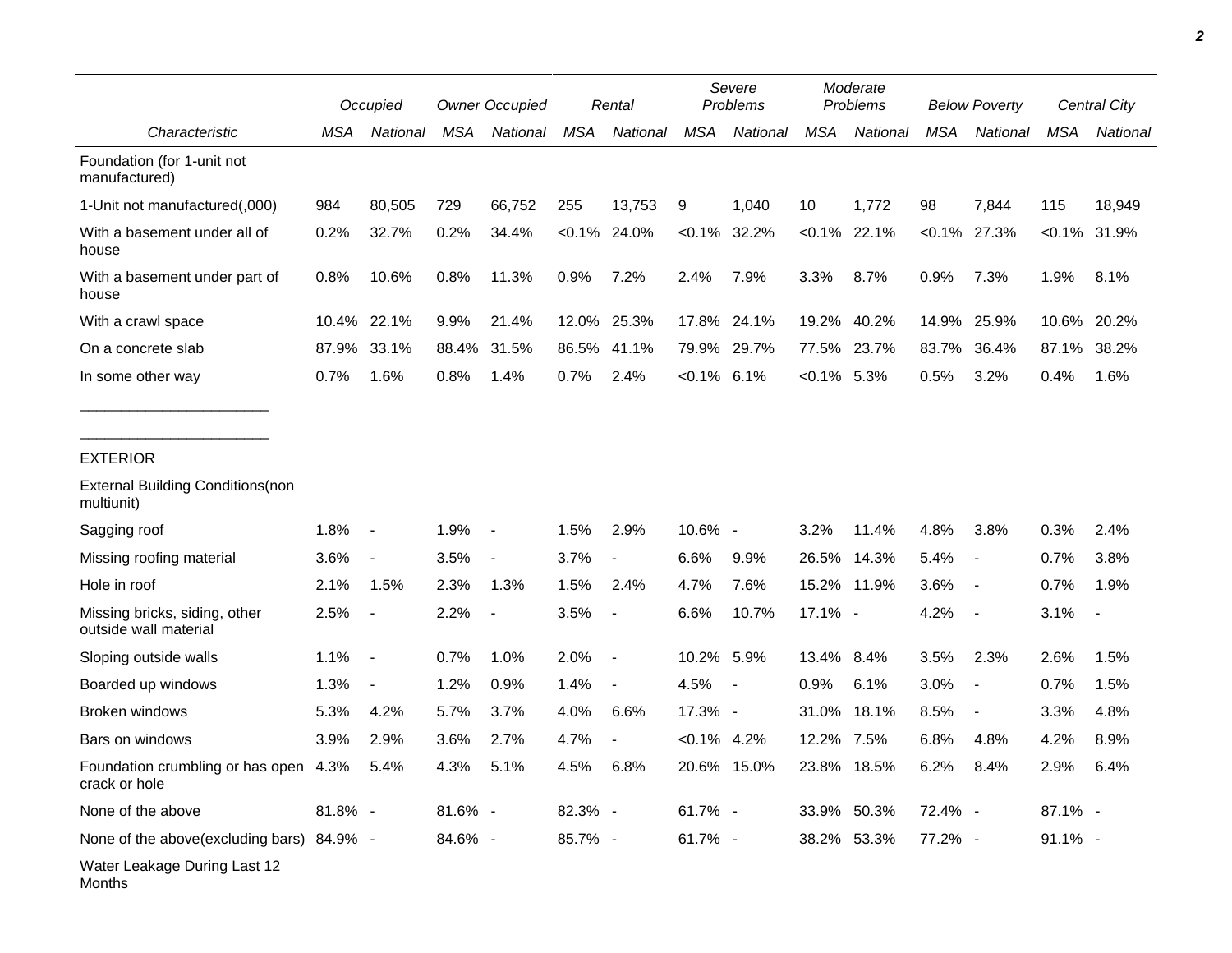| Characteristic | Occupied | | Owner Occupied | | Rental | | Severe Problems | | Moderate Problems | | Below Poverty | | Central City | |
|---|---|---|---|---|---|---|---|---|---|---|---|---|---|---|
| | MSA | National | MSA | National | MSA | National | MSA | National | MSA | National | MSA | National | MSA | National |
| Foundation (for 1-unit not manufactured) | | | | | | | | | | | | | | |
| 1-Unit not manufactured(,000) | 984 | 80,505 | 729 | 66,752 | 255 | 13,753 | 9 | 1,040 | 10 | 1,772 | 98 | 7,844 | 115 | 18,949 |
| With a basement under all of house | 0.2% | 32.7% | 0.2% | 34.4% | <0.1% | 24.0% | <0.1% | 32.2% | <0.1% | 22.1% | <0.1% | 27.3% | <0.1% | 31.9% |
| With a basement under part of house | 0.8% | 10.6% | 0.8% | 11.3% | 0.9% | 7.2% | 2.4% | 7.9% | 3.3% | 8.7% | 0.9% | 7.3% | 1.9% | 8.1% |
| With a crawl space | 10.4% | 22.1% | 9.9% | 21.4% | 12.0% | 25.3% | 17.8% | 24.1% | 19.2% | 40.2% | 14.9% | 25.9% | 10.6% | 20.2% |
| On a concrete slab | 87.9% | 33.1% | 88.4% | 31.5% | 86.5% | 41.1% | 79.9% | 29.7% | 77.5% | 23.7% | 83.7% | 36.4% | 87.1% | 38.2% |
| In some other way | 0.7% | 1.6% | 0.8% | 1.4% | 0.7% | 2.4% | <0.1% | 6.1% | <0.1% | 5.3% | 0.5% | 3.2% | 0.4% | 1.6% |
| EXTERIOR | | | | | | | | | | | | | | |
| External Building Conditions(non multiunit) | | | | | | | | | | | | | | |
| Sagging roof | 1.8% | - | 1.9% | - | 1.5% | 2.9% | 10.6% | - | 3.2% | 11.4% | 4.8% | 3.8% | 0.3% | 2.4% |
| Missing roofing material | 3.6% | - | 3.5% | - | 3.7% | - | 6.6% | 9.9% | 26.5% | 14.3% | 5.4% | - | 0.7% | 3.8% |
| Hole in roof | 2.1% | 1.5% | 2.3% | 1.3% | 1.5% | 2.4% | 4.7% | 7.6% | 15.2% | 11.9% | 3.6% | - | 0.7% | 1.9% |
| Missing bricks, siding, other outside wall material | 2.5% | - | 2.2% | - | 3.5% | - | 6.6% | 10.7% | 17.1% | - | 4.2% | - | 3.1% | - |
| Sloping outside walls | 1.1% | - | 0.7% | 1.0% | 2.0% | - | 10.2% | 5.9% | 13.4% | 8.4% | 3.5% | 2.3% | 2.6% | 1.5% |
| Boarded up windows | 1.3% | - | 1.2% | 0.9% | 1.4% | - | 4.5% | - | 0.9% | 6.1% | 3.0% | - | 0.7% | 1.5% |
| Broken windows | 5.3% | 4.2% | 5.7% | 3.7% | 4.0% | 6.6% | 17.3% | - | 31.0% | 18.1% | 8.5% | - | 3.3% | 4.8% |
| Bars on windows | 3.9% | 2.9% | 3.6% | 2.7% | 4.7% | - | <0.1% | 4.2% | 12.2% | 7.5% | 6.8% | 4.8% | 4.2% | 8.9% |
| Foundation crumbling or has open crack or hole | 4.3% | 5.4% | 4.3% | 5.1% | 4.5% | 6.8% | 20.6% | 15.0% | 23.8% | 18.5% | 6.2% | 8.4% | 2.9% | 6.4% |
| None of the above | 81.8% | - | 81.6% | - | 82.3% | - | 61.7% | - | 33.9% | 50.3% | 72.4% | - | 87.1% | - |
| None of the above(excluding bars) | 84.9% | - | 84.6% | - | 85.7% | - | 61.7% | - | 38.2% | 53.3% | 77.2% | - | 91.1% | - |
| Water Leakage During Last 12 Months | | | | | | | | | | | | | | |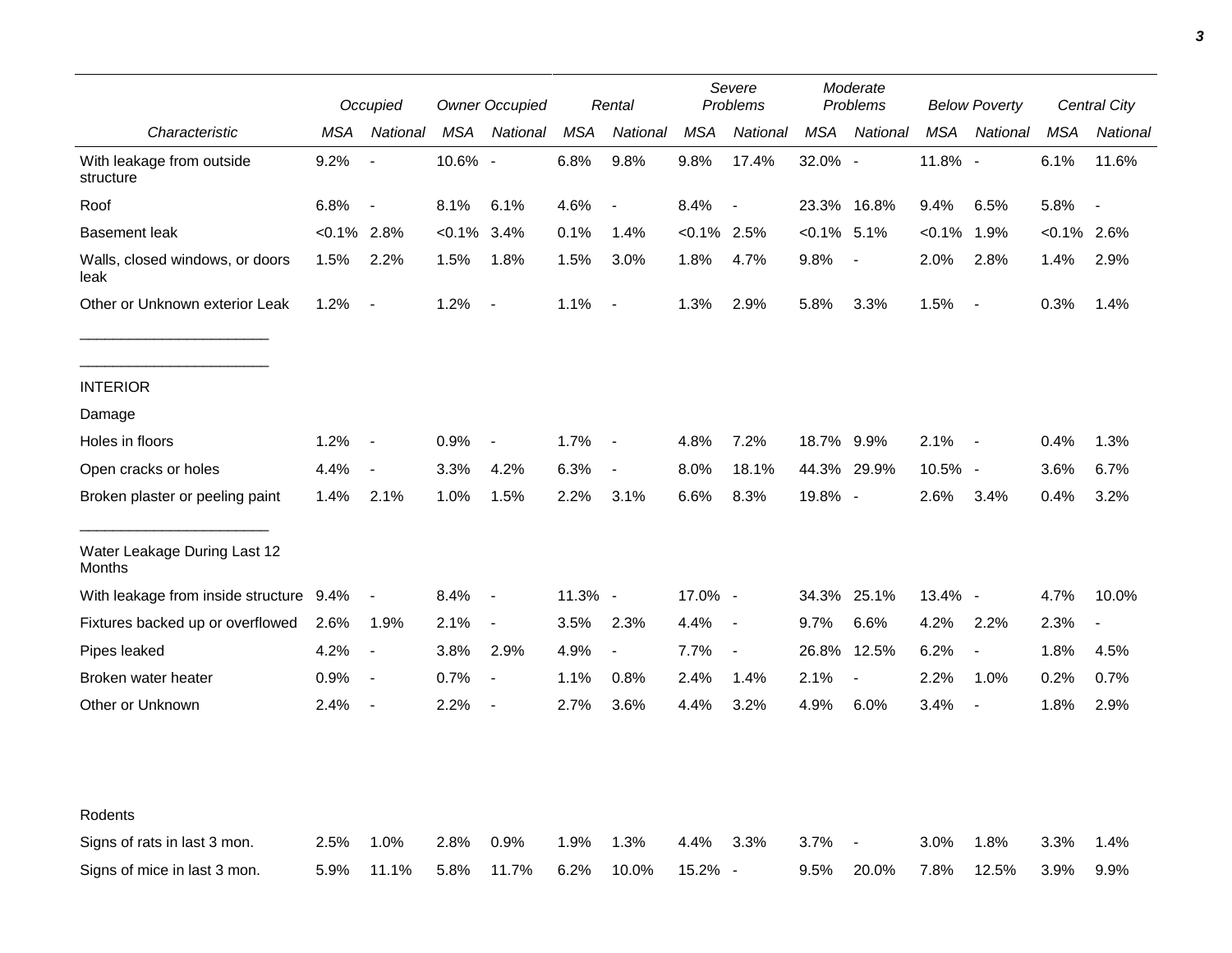| Characteristic | Occupied | | Owner Occupied | | Rental | | Severe Problems | | Moderate Problems | | Below Poverty | | Central City | |
|---|---|---|---|---|---|---|---|---|---|---|---|---|---|---|
| | MSA | National | MSA | National | MSA | National | MSA | National | MSA | National | MSA | National | MSA | National |
| With leakage from outside structure | 9.2% | - | 10.6% | - | 6.8% | 9.8% | 9.8% | 17.4% | 32.0% | - | 11.8% | - | 6.1% | 11.6% |
| Roof | 6.8% | - | 8.1% | 6.1% | 4.6% | - | 8.4% | - | 23.3% | 16.8% | 9.4% | 6.5% | 5.8% | - |
| Basement leak | <0.1% | 2.8% | <0.1% | 3.4% | 0.1% | 1.4% | <0.1% | 2.5% | <0.1% | 5.1% | <0.1% | 1.9% | <0.1% | 2.6% |
| Walls, closed windows, or doors leak | 1.5% | 2.2% | 1.5% | 1.8% | 1.5% | 3.0% | 1.8% | 4.7% | 9.8% | - | 2.0% | 2.8% | 1.4% | 2.9% |
| Other or Unknown exterior Leak | 1.2% | - | 1.2% | - | 1.1% | - | 1.3% | 2.9% | 5.8% | 3.3% | 1.5% | - | 0.3% | 1.4% |
| INTERIOR | | | | | | | | | | | | | | |
| Damage | | | | | | | | | | | | | | |
| Holes in floors | 1.2% | - | 0.9% | - | 1.7% | - | 4.8% | 7.2% | 18.7% | 9.9% | 2.1% | - | 0.4% | 1.3% |
| Open cracks or holes | 4.4% | - | 3.3% | 4.2% | 6.3% | - | 8.0% | 18.1% | 44.3% | 29.9% | 10.5% | - | 3.6% | 6.7% |
| Broken plaster or peeling paint | 1.4% | 2.1% | 1.0% | 1.5% | 2.2% | 3.1% | 6.6% | 8.3% | 19.8% | - | 2.6% | 3.4% | 0.4% | 3.2% |
| Water Leakage During Last 12 Months | | | | | | | | | | | | | | |
| With leakage from inside structure | 9.4% | - | 8.4% | - | 11.3% | - | 17.0% | - | 34.3% | 25.1% | 13.4% | - | 4.7% | 10.0% |
| Fixtures backed up or overflowed | 2.6% | 1.9% | 2.1% | - | 3.5% | 2.3% | 4.4% | - | 9.7% | 6.6% | 4.2% | 2.2% | 2.3% | - |
| Pipes leaked | 4.2% | - | 3.8% | 2.9% | 4.9% | - | 7.7% | - | 26.8% | 12.5% | 6.2% | - | 1.8% | 4.5% |
| Broken water heater | 0.9% | - | 0.7% | - | 1.1% | 0.8% | 2.4% | 1.4% | 2.1% | - | 2.2% | 1.0% | 0.2% | 0.7% |
| Other or Unknown | 2.4% | - | 2.2% | - | 2.7% | 3.6% | 4.4% | 3.2% | 4.9% | 6.0% | 3.4% | - | 1.8% | 2.9% |
| Rodents | | | | | | | | | | | | | | |
| Signs of rats in last 3 mon. | 2.5% | 1.0% | 2.8% | 0.9% | 1.9% | 1.3% | 4.4% | 3.3% | 3.7% | - | 3.0% | 1.8% | 3.3% | 1.4% |
| Signs of mice in last 3 mon. | 5.9% | 11.1% | 5.8% | 11.7% | 6.2% | 10.0% | 15.2% | - | 9.5% | 20.0% | 7.8% | 12.5% | 3.9% | 9.9% |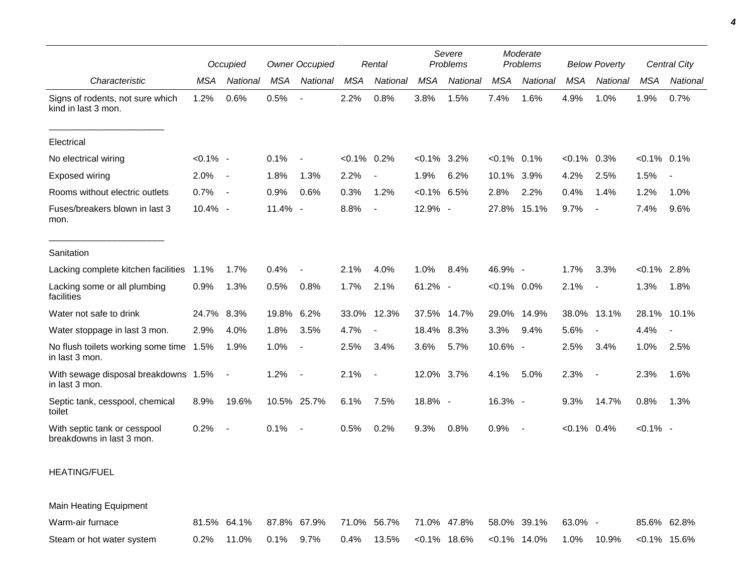| Characteristic | Occupied | | Owner Occupied | | Rental | | Severe Problems | | Moderate Problems | | Below Poverty | | Central City | |
|---|---|---|---|---|---|---|---|---|---|---|---|---|---|---|
| | MSA | National | MSA | National | MSA | National | MSA | National | MSA | National | MSA | National | MSA | National |
| Signs of rodents, not sure which kind in last 3 mon. | 1.2% | 0.6% | 0.5% | - | 2.2% | 0.8% | 3.8% | 1.5% | 7.4% | 1.6% | 4.9% | 1.0% | 1.9% | 0.7% |
| Electrical | | | | | | | | | | | | | | |
| No electrical wiring | <0.1% | - | 0.1% | - | <0.1% | 0.2% | <0.1% | 3.2% | <0.1% | 0.1% | <0.1% | 0.3% | <0.1% | 0.1% |
| Exposed wiring | 2.0% | - | 1.8% | 1.3% | 2.2% | - | 1.9% | 6.2% | 10.1% | 3.9% | 4.2% | 2.5% | 1.5% | - |
| Rooms without electric outlets | 0.7% | - | 0.9% | 0.6% | 0.3% | 1.2% | <0.1% | 6.5% | 2.8% | 2.2% | 0.4% | 1.4% | 1.2% | 1.0% |
| Fuses/breakers blown in last 3 mon. | 10.4% | - | 11.4% | - | 8.8% | - | 12.9% | - | 27.8% | 15.1% | 9.7% | - | 7.4% | 9.6% |
| Sanitation | | | | | | | | | | | | | | |
| Lacking complete kitchen facilities | 1.1% | 1.7% | 0.4% | - | 2.1% | 4.0% | 1.0% | 8.4% | 46.9% | - | 1.7% | 3.3% | <0.1% | 2.8% |
| Lacking some or all plumbing facilities | 0.9% | 1.3% | 0.5% | 0.8% | 1.7% | 2.1% | 61.2% | - | <0.1% | 0.0% | 2.1% | - | 1.3% | 1.8% |
| Water not safe to drink | 24.7% | 8.3% | 19.8% | 6.2% | 33.0% | 12.3% | 37.5% | 14.7% | 29.0% | 14.9% | 38.0% | 13.1% | 28.1% | 10.1% |
| Water stoppage in last 3 mon. | 2.9% | 4.0% | 1.8% | 3.5% | 4.7% | - | 18.4% | 8.3% | 3.3% | 9.4% | 5.6% | - | 4.4% | - |
| No flush toilets working some time in last 3 mon. | 1.5% | 1.9% | 1.0% | - | 2.5% | 3.4% | 3.6% | 5.7% | 10.6% | - | 2.5% | 3.4% | 1.0% | 2.5% |
| With sewage disposal breakdowns in last 3 mon. | 1.5% | - | 1.2% | - | 2.1% | - | 12.0% | 3.7% | 4.1% | 5.0% | 2.3% | - | 2.3% | 1.6% |
| Septic tank, cesspool, chemical toilet | 8.9% | 19.6% | 10.5% | 25.7% | 6.1% | 7.5% | 18.8% | - | 16.3% | - | 9.3% | 14.7% | 0.8% | 1.3% |
| With septic tank or cesspool breakdowns in last 3 mon. | 0.2% | - | 0.1% | - | 0.5% | 0.2% | 9.3% | 0.8% | 0.9% | - | <0.1% | 0.4% | <0.1% | - |
| HEATING/FUEL | | | | | | | | | | | | | | |
| Main Heating Equipment | | | | | | | | | | | | | | |
| Warm-air furnace | 81.5% | 64.1% | 87.8% | 67.9% | 71.0% | 56.7% | 71.0% | 47.8% | 58.0% | 39.1% | 63.0% | - | 85.6% | 62.8% |
| Steam or hot water system | 0.2% | 11.0% | 0.1% | 9.7% | 0.4% | 13.5% | <0.1% | 18.6% | <0.1% | 14.0% | 1.0% | 10.9% | <0.1% | 15.6% |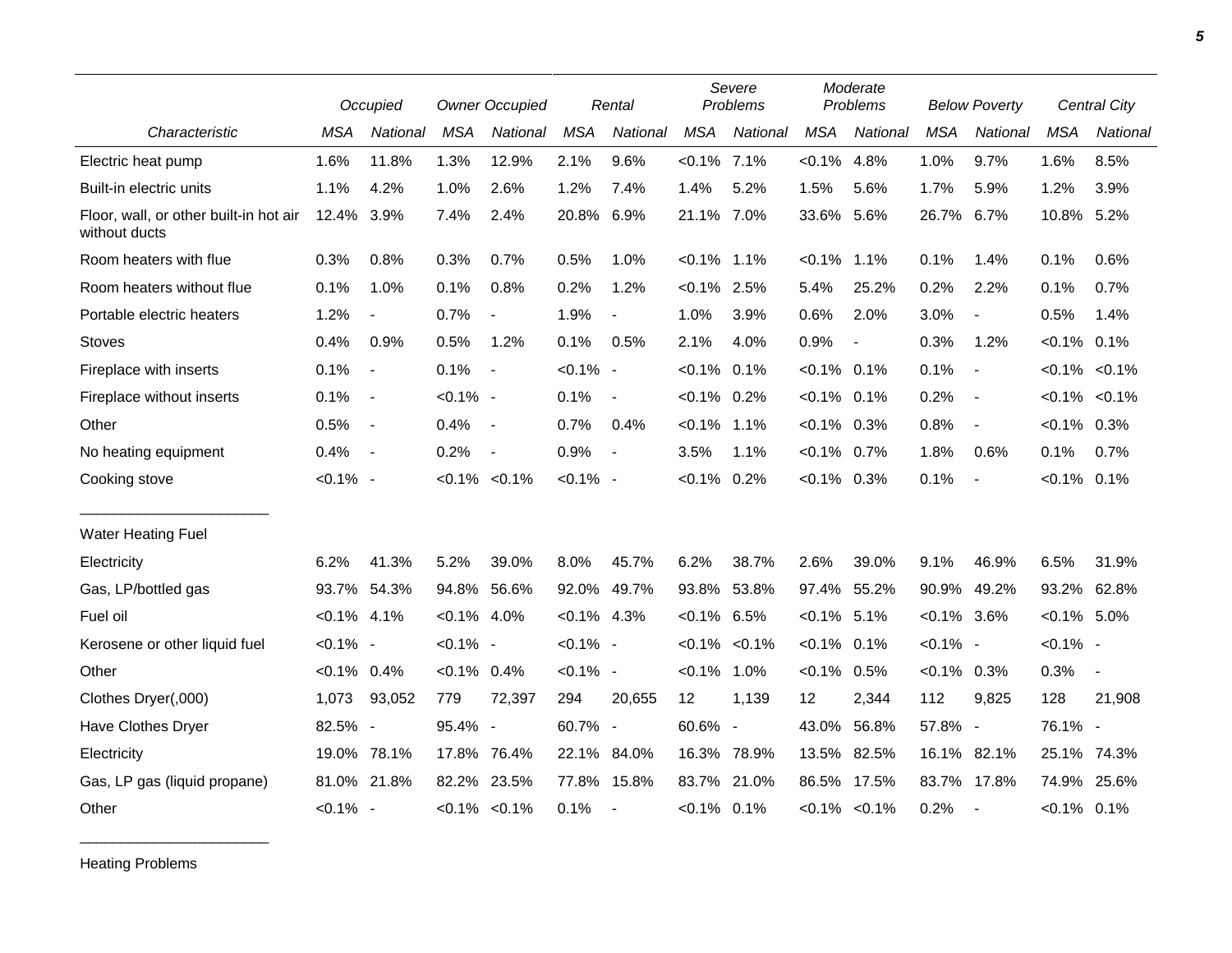| Characteristic | Occupied | | Owner Occupied | | Rental | | Severe Problems | | Moderate Problems | | Below Poverty | | Central City | |
|---|---|---|---|---|---|---|---|---|---|---|---|---|---|---|
| | MSA | National | MSA | National | MSA | National | MSA | National | MSA | National | MSA | National | MSA | National |
| Electric heat pump | 1.6% | 11.8% | 1.3% | 12.9% | 2.1% | 9.6% | <0.1% | 7.1% | <0.1% | 4.8% | 1.0% | 9.7% | 1.6% | 8.5% |
| Built-in electric units | 1.1% | 4.2% | 1.0% | 2.6% | 1.2% | 7.4% | 1.4% | 5.2% | 1.5% | 5.6% | 1.7% | 5.9% | 1.2% | 3.9% |
| Floor, wall, or other built-in hot air without ducts | 12.4% | 3.9% | 7.4% | 2.4% | 20.8% | 6.9% | 21.1% | 7.0% | 33.6% | 5.6% | 26.7% | 6.7% | 10.8% | 5.2% |
| Room heaters with flue | 0.3% | 0.8% | 0.3% | 0.7% | 0.5% | 1.0% | <0.1% | 1.1% | <0.1% | 1.1% | 0.1% | 1.4% | 0.1% | 0.6% |
| Room heaters without flue | 0.1% | 1.0% | 0.1% | 0.8% | 0.2% | 1.2% | <0.1% | 2.5% | 5.4% | 25.2% | 0.2% | 2.2% | 0.1% | 0.7% |
| Portable electric heaters | 1.2% | - | 0.7% | - | 1.9% | - | 1.0% | 3.9% | 0.6% | 2.0% | 3.0% | - | 0.5% | 1.4% |
| Stoves | 0.4% | 0.9% | 0.5% | 1.2% | 0.1% | 0.5% | 2.1% | 4.0% | 0.9% | - | 0.3% | 1.2% | <0.1% | 0.1% |
| Fireplace with inserts | 0.1% | - | 0.1% | - | <0.1% | - | <0.1% | 0.1% | <0.1% | 0.1% | 0.1% | - | <0.1% | <0.1% |
| Fireplace without inserts | 0.1% | - | <0.1% | - | 0.1% | - | <0.1% | 0.2% | <0.1% | 0.1% | 0.2% | - | <0.1% | <0.1% |
| Other | 0.5% | - | 0.4% | - | 0.7% | 0.4% | <0.1% | 1.1% | <0.1% | 0.3% | 0.8% | - | <0.1% | 0.3% |
| No heating equipment | 0.4% | - | 0.2% | - | 0.9% | - | 3.5% | 1.1% | <0.1% | 0.7% | 1.8% | 0.6% | 0.1% | 0.7% |
| Cooking stove | <0.1% | - | <0.1% | <0.1% | <0.1% | - | <0.1% | 0.2% | <0.1% | 0.3% | 0.1% | - | <0.1% | 0.1% |
| **Water Heating Fuel** | | | | | | | | | | | | | | |
| Electricity | 6.2% | 41.3% | 5.2% | 39.0% | 8.0% | 45.7% | 6.2% | 38.7% | 2.6% | 39.0% | 9.1% | 46.9% | 6.5% | 31.9% |
| Gas, LP/bottled gas | 93.7% | 54.3% | 94.8% | 56.6% | 92.0% | 49.7% | 93.8% | 53.8% | 97.4% | 55.2% | 90.9% | 49.2% | 93.2% | 62.8% |
| Fuel oil | <0.1% | 4.1% | <0.1% | 4.0% | <0.1% | 4.3% | <0.1% | 6.5% | <0.1% | 5.1% | <0.1% | 3.6% | <0.1% | 5.0% |
| Kerosene or other liquid fuel | <0.1% | - | <0.1% | - | <0.1% | - | <0.1% | <0.1% | <0.1% | 0.1% | <0.1% | - | <0.1% | - |
| Other | <0.1% | 0.4% | <0.1% | 0.4% | <0.1% | - | <0.1% | 1.0% | <0.1% | 0.5% | <0.1% | 0.3% | 0.3% | - |
| Clothes Dryer(,000) | 1,073 | 93,052 | 779 | 72,397 | 294 | 20,655 | 12 | 1,139 | 12 | 2,344 | 112 | 9,825 | 128 | 21,908 |
| Have Clothes Dryer | 82.5% | - | 95.4% | - | 60.7% | - | 60.6% | - | 43.0% | 56.8% | 57.8% | - | 76.1% | - |
| Electricity | 19.0% | 78.1% | 17.8% | 76.4% | 22.1% | 84.0% | 16.3% | 78.9% | 13.5% | 82.5% | 16.1% | 82.1% | 25.1% | 74.3% |
| Gas, LP gas (liquid propane) | 81.0% | 21.8% | 82.2% | 23.5% | 77.8% | 15.8% | 83.7% | 21.0% | 86.5% | 17.5% | 83.7% | 17.8% | 74.9% | 25.6% |
| Other | <0.1% | - | <0.1% | <0.1% | 0.1% | - | <0.1% | 0.1% | <0.1% | <0.1% | 0.2% | - | <0.1% | 0.1% |

Heating Problems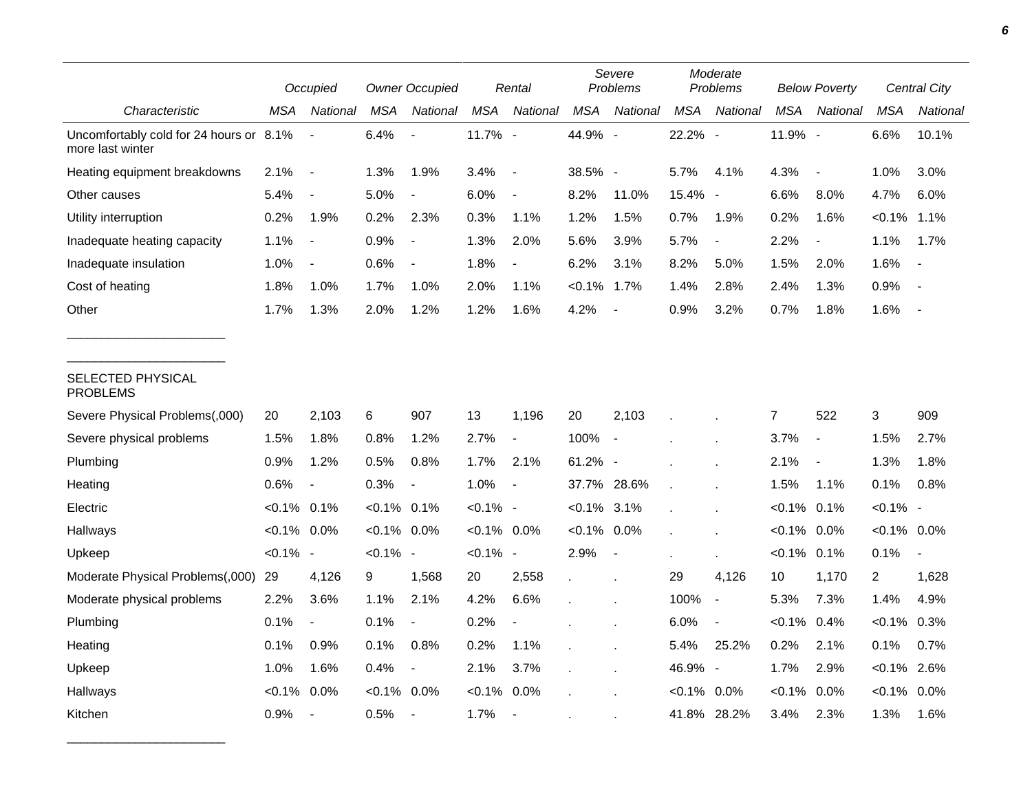| Characteristic | Occupied | | Owner Occupied | | Rental | | Severe Problems | | Moderate Problems | | Below Poverty | | Central City | |
|---|---|---|---|---|---|---|---|---|---|---|---|---|---|---|
| | MSA | National | MSA | National | MSA | National | MSA | National | MSA | National | MSA | National | MSA | National |
| Uncomfortably cold for 24 hours or more last winter | 8.1% | - | 6.4% | - | 11.7% | - | 44.9% | - | 22.2% | - | 11.9% | - | 6.6% | 10.1% |
| Heating equipment breakdowns | 2.1% | - | 1.3% | 1.9% | 3.4% | - | 38.5% | - | 5.7% | 4.1% | 4.3% | - | 1.0% | 3.0% |
| Other causes | 5.4% | - | 5.0% | - | 6.0% | - | 8.2% | 11.0% | 15.4% | - | 6.6% | 8.0% | 4.7% | 6.0% |
| Utility interruption | 0.2% | 1.9% | 0.2% | 2.3% | 0.3% | 1.1% | 1.2% | 1.5% | 0.7% | 1.9% | 0.2% | 1.6% | <0.1% | 1.1% |
| Inadequate heating capacity | 1.1% | - | 0.9% | - | 1.3% | 2.0% | 5.6% | 3.9% | 5.7% | - | 2.2% | - | 1.1% | 1.7% |
| Inadequate insulation | 1.0% | - | 0.6% | - | 1.8% | - | 6.2% | 3.1% | 8.2% | 5.0% | 1.5% | 2.0% | 1.6% | - |
| Cost of heating | 1.8% | 1.0% | 1.7% | 1.0% | 2.0% | 1.1% | <0.1% | 1.7% | 1.4% | 2.8% | 2.4% | 1.3% | 0.9% | - |
| Other | 1.7% | 1.3% | 2.0% | 1.2% | 1.2% | 1.6% | 4.2% | - | 0.9% | 3.2% | 0.7% | 1.8% | 1.6% | - |
| SELECTED PHYSICAL PROBLEMS | | | | | | | | | | | | | | |
| Severe Physical Problems(,000) | 20 | 2,103 | 6 | 907 | 13 | 1,196 | 20 | 2,103 | . | . | 7 | 522 | 3 | 909 |
| Severe physical problems | 1.5% | 1.8% | 0.8% | 1.2% | 2.7% | - | 100% | - | . | . | 3.7% | - | 1.5% | 2.7% |
| Plumbing | 0.9% | 1.2% | 0.5% | 0.8% | 1.7% | 2.1% | 61.2% | - | . | . | 2.1% | - | 1.3% | 1.8% |
| Heating | 0.6% | - | 0.3% | - | 1.0% | - | 37.7% | 28.6% | . | . | 1.5% | 1.1% | 0.1% | 0.8% |
| Electric | <0.1% | 0.1% | <0.1% | 0.1% | <0.1% | - | <0.1% | 3.1% | . | . | <0.1% | 0.1% | <0.1% | - |
| Hallways | <0.1% | 0.0% | <0.1% | 0.0% | <0.1% | 0.0% | <0.1% | 0.0% | . | . | <0.1% | 0.0% | <0.1% | 0.0% |
| Upkeep | <0.1% | - | <0.1% | - | <0.1% | - | 2.9% | - | . | . | <0.1% | 0.1% | 0.1% | - |
| Moderate Physical Problems(,000) | 29 | 4,126 | 9 | 1,568 | 20 | 2,558 | . | . | 29 | 4,126 | 10 | 1,170 | 2 | 1,628 |
| Moderate physical problems | 2.2% | 3.6% | 1.1% | 2.1% | 4.2% | 6.6% | . | . | 100% | - | 5.3% | 7.3% | 1.4% | 4.9% |
| Plumbing | 0.1% | - | 0.1% | - | 0.2% | - | . | . | 6.0% | - | <0.1% | 0.4% | <0.1% | 0.3% |
| Heating | 0.1% | 0.9% | 0.1% | 0.8% | 0.2% | 1.1% | . | . | 5.4% | 25.2% | 0.2% | 2.1% | 0.1% | 0.7% |
| Upkeep | 1.0% | 1.6% | 0.4% | - | 2.1% | 3.7% | . | . | 46.9% | - | 1.7% | 2.9% | <0.1% | 2.6% |
| Hallways | <0.1% | 0.0% | <0.1% | 0.0% | <0.1% | 0.0% | . | . | <0.1% | 0.0% | <0.1% | 0.0% | <0.1% | 0.0% |
| Kitchen | 0.9% | - | 0.5% | - | 1.7% | - | . | . | 41.8% | 28.2% | 3.4% | 2.3% | 1.3% | 1.6% |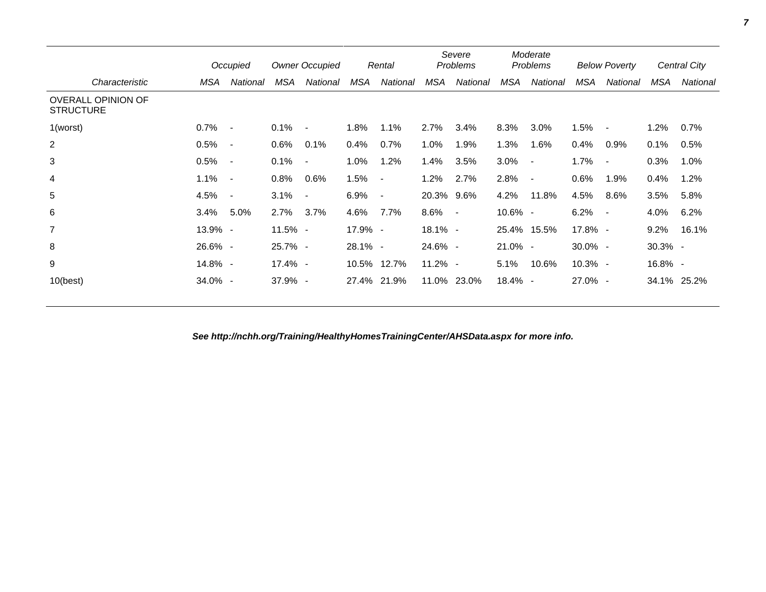| | Occupied | | Owner Occupied | | Rental | | Severe Problems | | Moderate Problems | | Below Poverty | | Central City | |
|---|---|---|---|---|---|---|---|---|---|---|---|---|---|---|
| Characteristic | MSA | National | MSA | National | MSA | National | MSA | National | MSA | National | MSA | National | MSA | National |
| OVERALL OPINION OF STRUCTURE | | | | | | | | | | | | | | |
| 1(worst) | 0.7% | - | 0.1% | - | 1.8% | 1.1% | 2.7% | 3.4% | 8.3% | 3.0% | 1.5% | - | 1.2% | 0.7% |
| 2 | 0.5% | - | 0.6% | 0.1% | 0.4% | 0.7% | 1.0% | 1.9% | 1.3% | 1.6% | 0.4% | 0.9% | 0.1% | 0.5% |
| 3 | 0.5% | - | 0.1% | - | 1.0% | 1.2% | 1.4% | 3.5% | 3.0% | - | 1.7% | - | 0.3% | 1.0% |
| 4 | 1.1% | - | 0.8% | 0.6% | 1.5% | - | 1.2% | 2.7% | 2.8% | - | 0.6% | 1.9% | 0.4% | 1.2% |
| 5 | 4.5% | - | 3.1% | - | 6.9% | - | 20.3% | 9.6% | 4.2% | 11.8% | 4.5% | 8.6% | 3.5% | 5.8% |
| 6 | 3.4% | 5.0% | 2.7% | 3.7% | 4.6% | 7.7% | 8.6% | - | 10.6% | - | 6.2% | - | 4.0% | 6.2% |
| 7 | 13.9% | - | 11.5% | - | 17.9% | - | 18.1% | - | 25.4% | 15.5% | 17.8% | - | 9.2% | 16.1% |
| 8 | 26.6% | - | 25.7% | - | 28.1% | - | 24.6% | - | 21.0% | - | 30.0% | - | 30.3% | - |
| 9 | 14.8% | - | 17.4% | - | 10.5% | 12.7% | 11.2% | - | 5.1% | 10.6% | 10.3% | - | 16.8% | - |
| 10(best) | 34.0% | - | 37.9% | - | 27.4% | 21.9% | 11.0% | 23.0% | 18.4% | - | 27.0% | - | 34.1% | 25.2% |

***See http://nchh.org/Training/HealthyHomesTrainingCenter/AHSData.aspx for more info.***